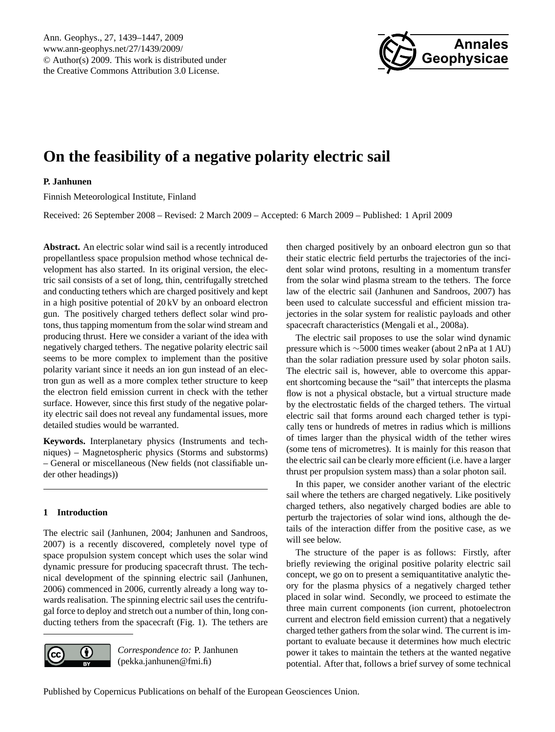# On the feasibility of a negative polarity electric sail

**P. Janhunen**

Finnish Meteorological Institute, Finland

Received: 26 September 2008 – Revised: 2 March 2009 – Accepted: 6 March 2009 – Published: 1 April 2009

**Abstract.** An electric solar wind sail is a recently introduced propellantless space propulsion method whose technical development has also started. In its original version, the electric sail consists of a set of long, thin, centrifugally stretched and conducting tethers which are charged positively and kept in a high positive potential of 20 kV by an onboard electron gun. The positively charged tethers deflect solar wind protons, thus tapping momentum from the solar wind stream and producing thrust. Here we consider a variant of the idea with negatively charged tethers. The negative polarity electric sail seems to be more complex to implement than the positive polarity variant since it needs an ion gun instead of an electron gun as well as a more complex tether structure to keep the electron field emission current in check with the tether surface. However, since this first study of the negative polarity electric sail does not reveal any fundamental issues, more detailed studies would be warranted.

**Keywords.** Interplanetary physics (Instruments and techniques) – Magnetospheric physics (Storms and substorms) – General or miscellaneous (New fields (not classifiable under other headings))

## 1 Introduction

The electric sail (Janhunen, 2004; Janhunen and Sandroos, 2007) is a recently discovered, completely novel type of space propulsion system concept which uses the solar wind dynamic pressure for producing spacecraft thrust. The technical development of the spinning electric sail (Janhunen, 2006) commenced in 2006, currently already a long way towards realisation. The spinning electric sail uses the centrifugal force to deploy and stretch out a number of thin, long conducting tethers from the spacecraft (Fig. 1). The tethers are then charged positively by an onboard electron gun so that their static electric field perturbs the trajectories of the incident solar wind protons, resulting in a momentum transfer from the solar wind plasma stream to the tethers. The force law of the electric sail (Janhunen and Sandroos, 2007) has been used to calculate successful and efficient mission trajectories in the solar system for realistic payloads and other spacecraft characteristics (Mengali et al., 2008a).

The electric sail proposes to use the solar wind dynamic pressure which is $\sim$5000 times weaker (about 2 nPa at 1 AU) than the solar radiation pressure used by solar photon sails. The electric sail is, however, able to overcome this apparent shortcoming because the "sail" that intercepts the plasma flow is not a physical obstacle, but a virtual structure made by the electrostatic fields of the charged tethers. The virtual electric sail that forms around each charged tether is typically tens or hundreds of metres in radius which is millions of times larger than the physical width of the tether wires (some tens of micrometres). It is mainly for this reason that the electric sail can be clearly more efficient (i.e. have a larger thrust per propulsion system mass) than a solar photon sail.

In this paper, we consider another variant of the electric sail where the tethers are charged negatively. Like positively charged tethers, also negatively charged bodies are able to perturb the trajectories of solar wind ions, although the details of the interaction differ from the positive case, as we will see below.

The structure of the paper is as follows: Firstly, after briefly reviewing the original positive polarity electric sail concept, we go on to present a semiquantitative analytic theory for the plasma physics of a negatively charged tether placed in solar wind. Secondly, we proceed to estimate the three main current components (ion current, photoelectron current and electron field emission current) that a negatively charged tether gathers from the solar wind. The current is important to evaluate because it determines how much electric power it takes to maintain the tethers at the wanted negative potential. After that, follows a brief survey of some technical

*Correspondence to:* P. Janhunen (pekka.janhunen@fmi.fi)

Published by Copernicus Publications on behalf of the European Geosciences Union.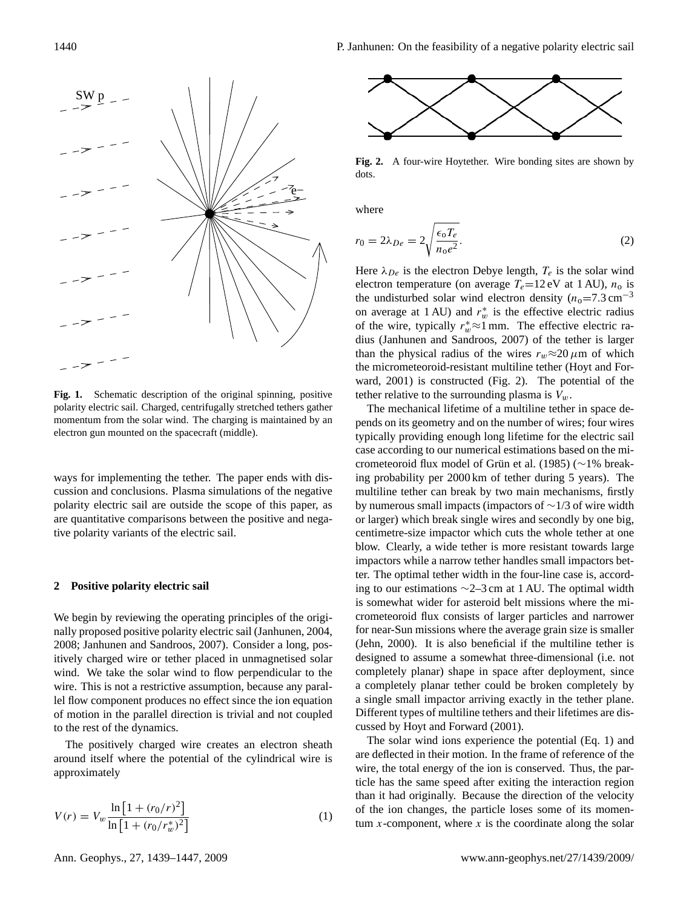Fig. 1. Schematic description of the original spinning, positive polarity electric sail. Charged, centrifugally stretched tethers gather momentum from the solar wind. The charging is maintained by an electron gun mounted on the spacecraft (middle).

ways for implementing the tether. The paper ends with discussion and conclusions. Plasma simulations of the negative polarity electric sail are outside the scope of this paper, as are quantitative comparisons between the positive and negative polarity variants of the electric sail.

## 2 Positive polarity electric sail

We begin by reviewing the operating principles of the originally proposed positive polarity electric sail (Janhunen, 2004, 2008; Janhunen and Sandroos, 2007). Consider a long, positively charged wire or tether placed in unmagnetised solar wind. We take the solar wind to flow perpendicular to the wire. This is not a restrictive assumption, because any parallel flow component produces no effect since the ion equation of motion in the parallel direction is trivial and not coupled to the rest of the dynamics.

The positively charged wire creates an electron sheath around itself where the potential of the cylindrical wire is approximately

$$V(r) = V_w \frac{\ln\left[1 + (r_0/r)^2\right]}{\ln\left[1 + (r_0/r_w^*)^2\right]} \tag{1}$$

Fig. 2. A four-wire Hoytether. Wire bonding sites are shown by dots.

where

$$r_0 = 2\lambda_{De} = 2\sqrt{\frac{\epsilon_0 T_e}{n_0 e^2}}. \tag{2}$$

Here $\lambda_{De}$ is the electron Debye length, $T_e$ is the solar wind electron temperature (on average $T_e$=12 eV at 1 AU), $n_0$ is the undisturbed solar wind electron density ($n_0$=7.3 cm$^{-3}$ on average at 1 AU) and $r_w^*$ is the effective electric radius of the wire, typically $r_w^* \approx 1$ mm. The effective electric radius (Janhunen and Sandroos, 2007) of the tether is larger than the physical radius of the wires $r_w \approx 20\,\mu$m of which the micrometeoroid-resistant multiline tether (Hoyt and Forward, 2001) is constructed (Fig. 2). The potential of the tether relative to the surrounding plasma is $V_w$.

The mechanical lifetime of a multiline tether in space depends on its geometry and on the number of wires; four wires typically providing enough long lifetime for the electric sail case according to our numerical estimations based on the micrometeoroid flux model of Grün et al. (1985) (∼1% breaking probability per 2000 km of tether during 5 years). The multiline tether can break by two main mechanisms, firstly by numerous small impacts (impactors of ∼1/3 of wire width or larger) which break single wires and secondly by one big, centimetre-size impactor which cuts the whole tether at one blow. Clearly, a wide tether is more resistant towards large impactors while a narrow tether handles small impactors better. The optimal tether width in the four-line case is, according to our estimations ∼2–3 cm at 1 AU. The optimal width is somewhat wider for asteroid belt missions where the micrometeoroid flux consists of larger particles and narrower for near-Sun missions where the average grain size is smaller (Jehn, 2000). It is also beneficial if the multiline tether is designed to assume a somewhat three-dimensional (i.e. not completely planar) shape in space after deployment, since a completely planar tether could be broken completely by a single small impactor arriving exactly in the tether plane. Different types of multiline tethers and their lifetimes are discussed by Hoyt and Forward (2001).

The solar wind ions experience the potential (Eq. 1) and are deflected in their motion. In the frame of reference of the wire, the total energy of the ion is conserved. Thus, the particle has the same speed after exiting the interaction region than it had originally. Because the direction of the velocity of the ion changes, the particle loses some of its momentum $x$-component, where $x$ is the coordinate along the solar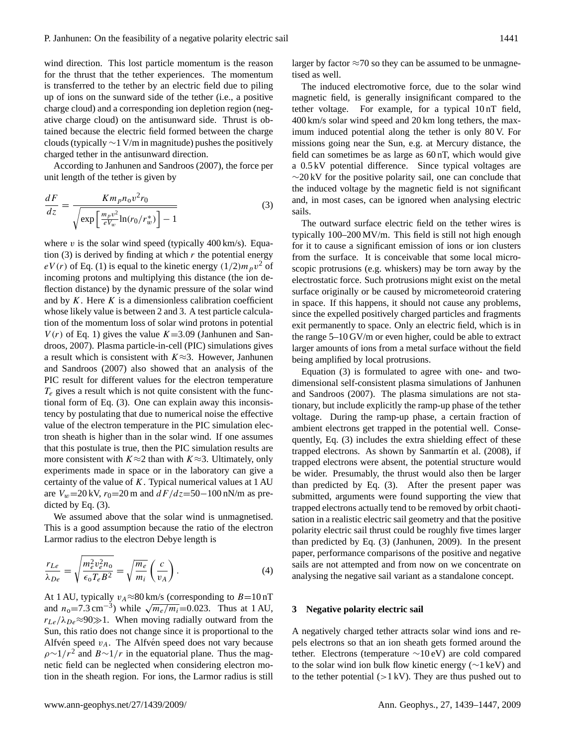wind direction. This lost particle momentum is the reason for the thrust that the tether experiences. The momentum is transferred to the tether by an electric field due to piling up of ions on the sunward side of the tether (i.e., a positive charge cloud) and a corresponding ion depletion region (negative charge cloud) on the antisunward side. Thrust is obtained because the electric field formed between the charge clouds (typically $\sim$1 V/m in magnitude) pushes the positively charged tether in the antisunward direction.

According to Janhunen and Sandroos (2007), the force per unit length of the tether is given by

$$\frac{dF}{dz} = \frac{K m_p n_0 v^2 r_0}{\sqrt{\exp\left[\frac{m_p v^2}{eV_w}\ln(r_0/r_w^*)\right] - 1}} \tag{3}$$

where $v$ is the solar wind speed (typically 400 km/s). Equation (3) is derived by finding at which $r$ the potential energy $eV(r)$ of Eq. (1) is equal to the kinetic energy $(1/2)m_p v^2$ of incoming protons and multiplying this distance (the ion deflection distance) by the dynamic pressure of the solar wind and by $K$. Here $K$ is a dimensionless calibration coefficient whose likely value is between 2 and 3. A test particle calculation of the momentum loss of solar wind protons in potential $V(r)$ of Eq. 1) gives the value $K$=3.09 (Janhunen and Sandroos, 2007). Plasma particle-in-cell (PIC) simulations gives a result which is consistent with $K\approx3$. However, Janhunen and Sandroos (2007) also showed that an analysis of the PIC result for different values for the electron temperature $T_e$ gives a result which is not quite consistent with the functional form of Eq. (3). One can explain away this inconsistency by postulating that due to numerical noise the effective value of the electron temperature in the PIC simulation electron sheath is higher than in the solar wind. If one assumes that this postulate is true, then the PIC simulation results are more consistent with $K\approx2$ than with $K\approx3$. Ultimately, only experiments made in space or in the laboratory can give a certainty of the value of $K$. Typical numerical values at 1 AU are $V_w$=20 kV, $r_0$=20 m and $dF/dz$=50$-$100 nN/m as predicted by Eq. (3).

We assumed above that the solar wind is unmagnetised. This is a good assumption because the ratio of the electron Larmor radius to the electron Debye length is

$$\frac{r_{Le}}{\lambda_{De}} = \sqrt{\frac{m_e^2 v_e^2 n_0}{\epsilon_0 T_e B^2}} = \sqrt{\frac{m_e}{m_i}}\left(\frac{c}{v_A}\right). \tag{4}$$

At 1 AU, typically $v_A\approx$80 km/s (corresponding to $B$=10 nT and $n_0$=7.3 cm$^{-3}$) while $\sqrt{m_e/m_i}$=0.023. Thus at 1 AU, $r_{Le}/\lambda_{De}\approx90\gg1$. When moving radially outward from the Sun, this ratio does not change since it is proportional to the Alfvén speed $v_A$. The Alfvén speed does not vary because $\rho\sim1/r^2$ and $B\sim1/r$ in the equatorial plane. Thus the magnetic field can be neglected when considering electron motion in the sheath region. For ions, the Larmor radius is still larger by factor $\approx$70 so they can be assumed to be unmagnetised as well.

The induced electromotive force, due to the solar wind magnetic field, is generally insignificant compared to the tether voltage. For example, for a typical 10 nT field, 400 km/s solar wind speed and 20 km long tethers, the maximum induced potential along the tether is only 80 V. For missions going near the Sun, e.g. at Mercury distance, the field can sometimes be as large as 60 nT, which would give a 0.5 kV potential difference. Since typical voltages are $\sim$20 kV for the positive polarity sail, one can conclude that the induced voltage by the magnetic field is not significant and, in most cases, can be ignored when analysing electric sails.

The outward surface electric field on the tether wires is typically 100–200 MV/m. This field is still not high enough for it to cause a significant emission of ions or ion clusters from the surface. It is conceivable that some local microscopic protrusions (e.g. whiskers) may be torn away by the electrostatic force. Such protrusions might exist on the metal surface originally or be caused by micrometeoroid cratering in space. If this happens, it should not cause any problems, since the expelled positively charged particles and fragments exit permanently to space. Only an electric field, which is in the range 5–10 GV/m or even higher, could be able to extract larger amounts of ions from a metal surface without the field being amplified by local protrusions.

Equation (3) is formulated to agree with one- and two-dimensional self-consistent plasma simulations of Janhunen and Sandroos (2007). The plasma simulations are not stationary, but include explicitly the ramp-up phase of the tether voltage. During the ramp-up phase, a certain fraction of ambient electrons get trapped in the potential well. Consequently, Eq. (3) includes the extra shielding effect of these trapped electrons. As shown by Sanmartín et al. (2008), if trapped electrons were absent, the potential structure would be wider. Presumably, the thrust would also then be larger than predicted by Eq. (3). After the present paper was submitted, arguments were found supporting the view that trapped electrons actually tend to be removed by orbit chaotisation in a realistic electric sail geometry and that the positive polarity electric sail thrust could be roughly five times larger than predicted by Eq. (3) (Janhunen, 2009). In the present paper, performance comparisons of the positive and negative sails are not attempted and from now on we concentrate on analysing the negative sail variant as a standalone concept.

## 3 Negative polarity electric sail

A negatively charged tether attracts solar wind ions and repels electrons so that an ion sheath gets formed around the tether. Electrons (temperature $\sim$10 eV) are cold compared to the solar wind ion bulk flow kinetic energy ($\sim$1 keV) and to the tether potential ($>$1 kV). They are thus pushed out to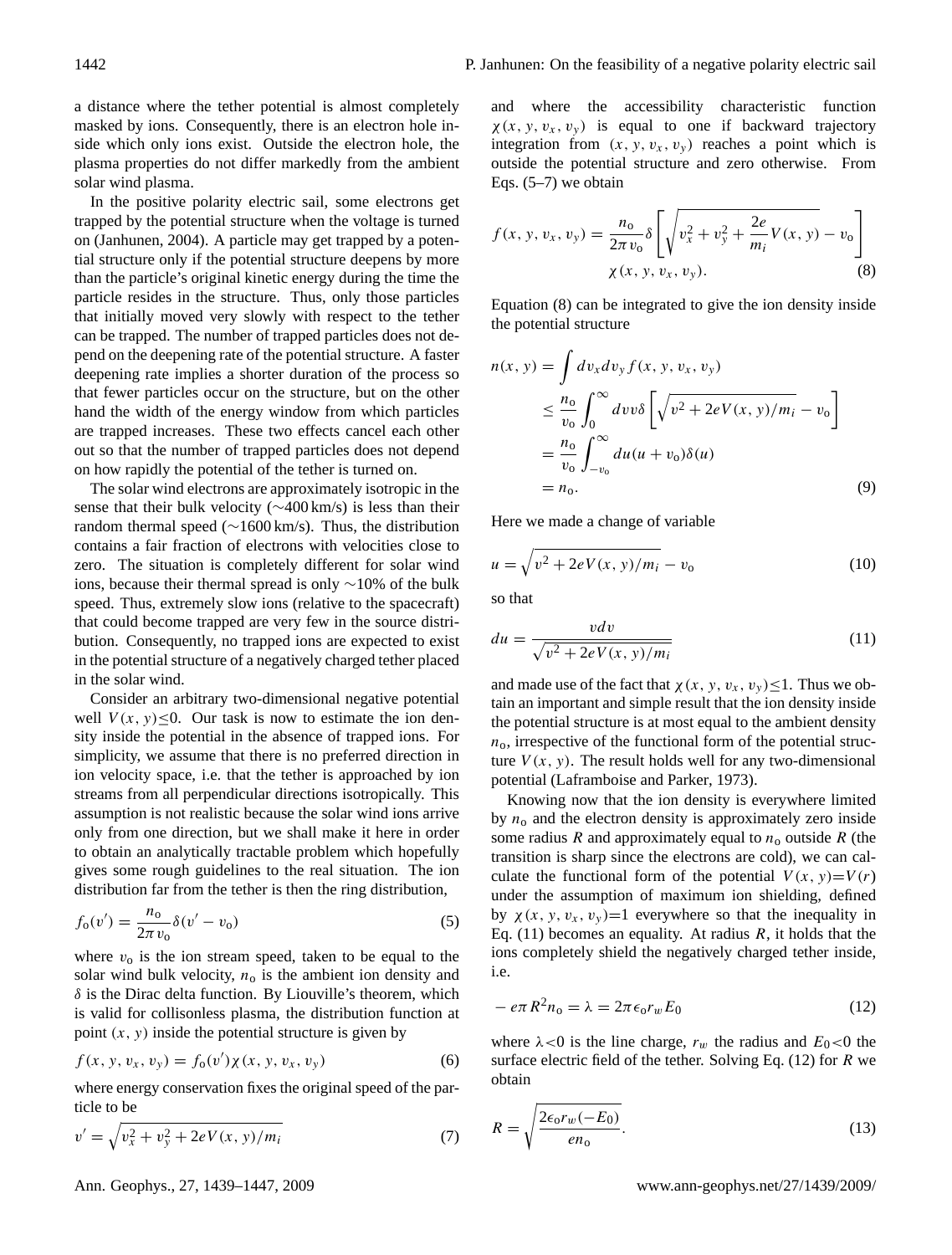a distance where the tether potential is almost completely masked by ions. Consequently, there is an electron hole inside which only ions exist. Outside the electron hole, the plasma properties do not differ markedly from the ambient solar wind plasma.

In the positive polarity electric sail, some electrons get trapped by the potential structure when the voltage is turned on (Janhunen, 2004). A particle may get trapped by a potential structure only if the potential structure deepens by more than the particle's original kinetic energy during the time the particle resides in the structure. Thus, only those particles that initially moved very slowly with respect to the tether can be trapped. The number of trapped particles does not depend on the deepening rate of the potential structure. A faster deepening rate implies a shorter duration of the process so that fewer particles occur on the structure, but on the other hand the width of the energy window from which particles are trapped increases. These two effects cancel each other out so that the number of trapped particles does not depend on how rapidly the potential of the tether is turned on.

The solar wind electrons are approximately isotropic in the sense that their bulk velocity (~400 km/s) is less than their random thermal speed (~1600 km/s). Thus, the distribution contains a fair fraction of electrons with velocities close to zero. The situation is completely different for solar wind ions, because their thermal spread is only ~10% of the bulk speed. Thus, extremely slow ions (relative to the spacecraft) that could become trapped are very few in the source distribution. Consequently, no trapped ions are expected to exist in the potential structure of a negatively charged tether placed in the solar wind.

Consider an arbitrary two-dimensional negative potential well $V(x,y)\leq 0$. Our task is now to estimate the ion density inside the potential in the absence of trapped ions. For simplicity, we assume that there is no preferred direction in ion velocity space, i.e. that the tether is approached by ion streams from all perpendicular directions isotropically. This assumption is not realistic because the solar wind ions arrive only from one direction, but we shall make it here in order to obtain an analytically tractable problem which hopefully gives some rough guidelines to the real situation. The ion distribution far from the tether is then the ring distribution,

$$f_{\rm o}(v') = \frac{n_{\rm o}}{2\pi v_{\rm o}} \delta(v' - v_{\rm o}) \tag{5}$$

where $v_{\rm o}$ is the ion stream speed, taken to be equal to the solar wind bulk velocity, $n_{\rm o}$ is the ambient ion density and $\delta$ is the Dirac delta function. By Liouville's theorem, which is valid for collisonless plasma, the distribution function at point $(x,y)$ inside the potential structure is given by

$$f(x,y,v_x,v_y) = f_{\rm o}(v')\chi(x,y,v_x,v_y) \tag{6}$$

where energy conservation fixes the original speed of the particle to be

$$v' = \sqrt{v_x^2 + v_y^2 + 2eV(x,y)/m_i} \tag{7}$$

and where the accessibility characteristic function $\chi(x,y,v_x,v_y)$ is equal to one if backward trajectory integration from $(x,y,v_x,v_y)$ reaches a point which is outside the potential structure and zero otherwise. From Eqs. (5–7) we obtain

$$f(x,y,v_x,v_y) = \frac{n_{\rm o}}{2\pi v_{\rm o}} \delta\left[\sqrt{v_x^2 + v_y^2 + \frac{2e}{m_i}V(x,y)} - v_{\rm o}\right] \chi(x,y,v_x,v_y). \tag{8}$$

Equation (8) can be integrated to give the ion density inside the potential structure

$$\begin{aligned} n(x,y) &= \int dv_x dv_y f(x,y,v_x,v_y) \\ &\leq \frac{n_{\rm o}}{v_{\rm o}} \int_0^\infty dv v \delta\left[\sqrt{v^2 + 2eV(x,y)/m_i} - v_{\rm o}\right] \\ &= \frac{n_{\rm o}}{v_{\rm o}} \int_{-v_{\rm o}}^\infty du (u + v_{\rm o}) \delta(u) \\ &= n_{\rm o}. \end{aligned} \tag{9}$$

Here we made a change of variable

$$u = \sqrt{v^2 + 2eV(x,y)/m_i} - v_{\rm o} \tag{10}$$

so that

$$du = \frac{vdv}{\sqrt{v^2 + 2eV(x,y)/m_i}} \tag{11}$$

and made use of the fact that $\chi(x,y,v_x,v_y)\leq 1$. Thus we obtain an important and simple result that the ion density inside the potential structure is at most equal to the ambient density $n_{\rm o}$, irrespective of the functional form of the potential structure $V(x,y)$. The result holds well for any two-dimensional potential (Laframboise and Parker, 1973).

Knowing now that the ion density is everywhere limited by $n_{\rm o}$ and the electron density is approximately zero inside some radius $R$ and approximately equal to $n_{\rm o}$ outside $R$ (the transition is sharp since the electrons are cold), we can calculate the functional form of the potential $V(x,y)=V(r)$ under the assumption of maximum ion shielding, defined by $\chi(x,y,v_x,v_y)=1$ everywhere so that the inequality in Eq. (11) becomes an equality. At radius $R$, it holds that the ions completely shield the negatively charged tether inside, i.e.

$$-e\pi R^2 n_{\rm o} = \lambda = 2\pi\epsilon_{\rm o} r_w E_0 \tag{12}$$

where $\lambda<0$ is the line charge, $r_w$ the radius and $E_0<0$ the surface electric field of the tether. Solving Eq. (12) for $R$ we obtain

$$R = \sqrt{\frac{2\epsilon_{\rm o} r_w (-E_0)}{e n_{\rm o}}}. \tag{13}$$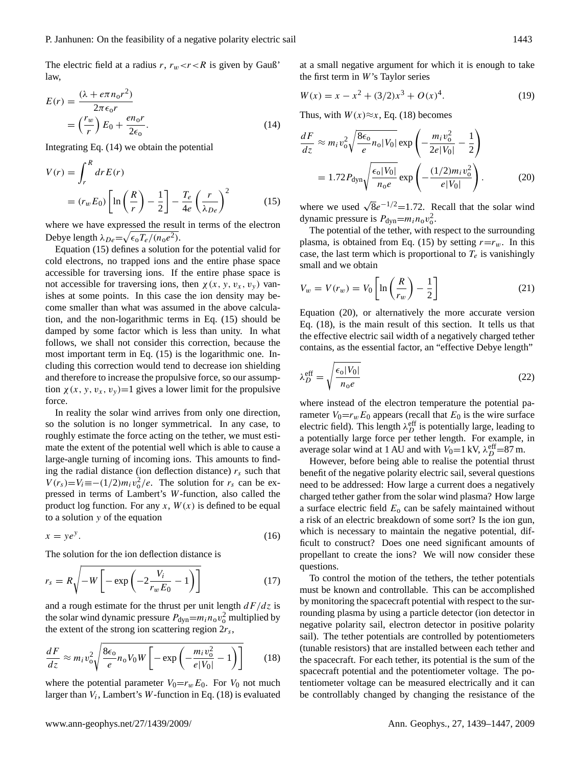The electric field at a radius $r$, $r_w < r < R$ is given by Gauß' law,

$$E(r) = \frac{(\lambda + e\pi n_o r^2)}{2\pi\epsilon_o r} = \left(\frac{r_w}{r}\right) E_0 + \frac{e n_o r}{2\epsilon_o}. \tag{14}$$

Integrating Eq. (14) we obtain the potential

$$V(r) = \int_r^R dr\, E(r) = (r_w E_0)\left[\ln\left(\frac{R}{r}\right) - \frac{1}{2}\right] - \frac{T_e}{4e}\left(\frac{r}{\lambda_{De}}\right)^2 \tag{15}$$

where we have expressed the result in terms of the electron Debye length $\lambda_{De} = \sqrt{\epsilon_o T_e/(n_o e^2)}$.

Equation (15) defines a solution for the potential valid for cold electrons, no trapped ions and the entire phase space accessible for traversing ions. If the entire phase space is not accessible for traversing ions, then $\chi(x, y, v_x, v_y)$ vanishes at some points. In this case the ion density may become smaller than what was assumed in the above calculation, and the non-logarithmic terms in Eq. (15) should be damped by some factor which is less than unity. In what follows, we shall not consider this correction, because the most important term in Eq. (15) is the logarithmic one. Including this correction would tend to decrease ion shielding and therefore to increase the propulsive force, so our assumption $\chi(x, y, v_x, v_y) = 1$ gives a lower limit for the propulsive force.

In reality the solar wind arrives from only one direction, so the solution is no longer symmetrical. In any case, to roughly estimate the force acting on the tether, we must estimate the extent of the potential well which is able to cause a large-angle turning of incoming ions. This amounts to finding the radial distance (ion deflection distance) $r_s$ such that $V(r_s) = V_i \equiv -(1/2)m_i v_o^2/e$. The solution for $r_s$ can be expressed in terms of Lambert's $W$-function, also called the product log function. For any $x$, $W(x)$ is defined to be equal to a solution $y$ of the equation

$$x = y e^y. \tag{16}$$

The solution for the ion deflection distance is

$$r_s = R\sqrt{-W\left[-\exp\left(-2\frac{V_i}{r_w E_0} - 1\right)\right]} \tag{17}$$

and a rough estimate for the thrust per unit length $dF/dz$ is the solar wind dynamic pressure $P_{\rm dyn} = m_i n_o v_o^2$ multiplied by the extent of the strong ion scattering region $2r_s$,

$$\frac{dF}{dz} \approx m_i v_o^2 \sqrt{\frac{8\epsilon_o}{e} n_o V_0 W\left[-\exp\left(-\frac{m_i v_o^2}{e|V_0|} - 1\right)\right]} \tag{18}$$

where the potential parameter $V_0 = r_w E_0$. For $V_0$ not much larger than $V_i$, Lambert's $W$-function in Eq. (18) is evaluated at a small negative argument for which it is enough to take the first term in $W$'s Taylor series

$$W(x) = x - x^2 + (3/2)x^3 + O(x)^4. \tag{19}$$

Thus, with $W(x) \approx x$, Eq. (18) becomes

$$\frac{dF}{dz} \approx m_i v_o^2 \sqrt{\frac{8\epsilon_o}{e} n_o |V_0|}\, \exp\left(-\frac{m_i v_o^2}{2e|V_0|} - \frac{1}{2}\right) = 1.72 P_{\rm dyn} \sqrt{\frac{\epsilon_o |V_0|}{n_o e}}\, \exp\left(-\frac{(1/2) m_i v_o^2}{e|V_0|}\right). \tag{20}$$

where we used $\sqrt{8}e^{-1/2} = 1.72$. Recall that the solar wind dynamic pressure is $P_{\rm dyn} = m_i n_o v_o^2$.

The potential of the tether, with respect to the surrounding plasma, is obtained from Eq. (15) by setting $r = r_w$. In this case, the last term which is proportional to $T_e$ is vanishingly small and we obtain

$$V_w = V(r_w) = V_0\left[\ln\left(\frac{R}{r_w}\right) - \frac{1}{2}\right] \tag{21}$$

Equation (20), or alternatively the more accurate version Eq. (18), is the main result of this section. It tells us that the effective electric sail width of a negatively charged tether contains, as the essential factor, an "effective Debye length"

$$\lambda_D^{\rm eff} = \sqrt{\frac{\epsilon_o |V_0|}{n_o e}} \tag{22}$$

where instead of the electron temperature the potential parameter $V_0 = r_w E_0$ appears (recall that $E_0$ is the wire surface electric field). This length $\lambda_D^{\rm eff}$ is potentially large, leading to a potentially large force per tether length. For example, in average solar wind at 1 AU and with $V_0 = 1$ kV, $\lambda_D^{\rm eff} = 87$ m.

However, before being able to realise the potential thrust benefit of the negative polarity electric sail, several questions need to be addressed: How large a current does a negatively charged tether gather from the solar wind plasma? How large a surface electric field $E_o$ can be safely maintained without a risk of an electric breakdown of some sort? Is the ion gun, which is necessary to maintain the negative potential, difficult to construct? Does one need significant amounts of propellant to create the ions? We will now consider these questions.

To control the motion of the tethers, the tether potentials must be known and controllable. This can be accomplished by monitoring the spacecraft potential with respect to the surrounding plasma by using a particle detector (ion detector in negative polarity sail, electron detector in positive polarity sail). The tether potentials are controlled by potentiometers (tunable resistors) that are installed between each tether and the spacecraft. For each tether, its potential is the sum of the spacecraft potential and the potentiometer voltage. The potentiometer voltage can be measured electrically and it can be controllably changed by changing the resistance of the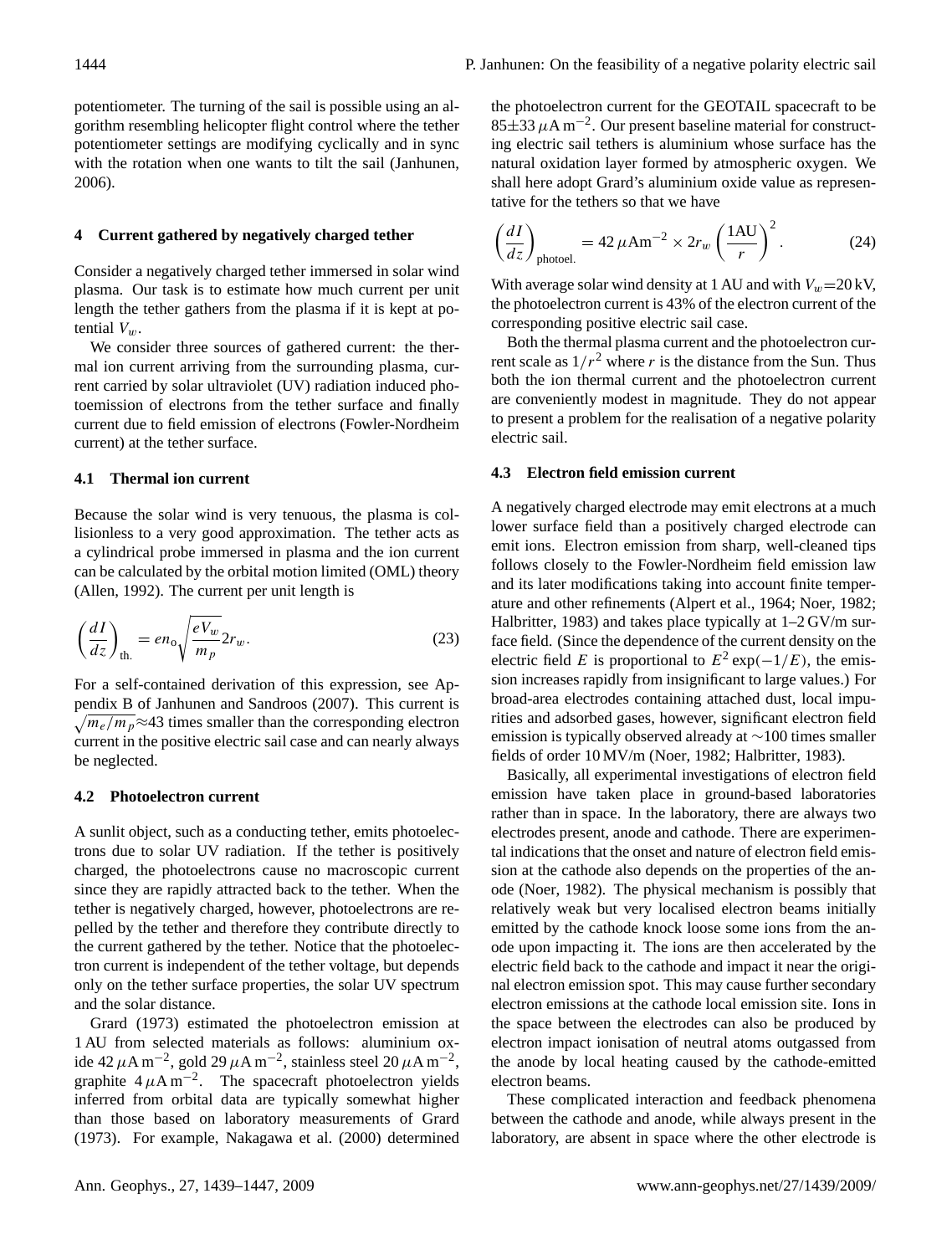potentiometer. The turning of the sail is possible using an algorithm resembling helicopter flight control where the tether potentiometer settings are modifying cyclically and in sync with the rotation when one wants to tilt the sail (Janhunen, 2006).

## 4 Current gathered by negatively charged tether

Consider a negatively charged tether immersed in solar wind plasma. Our task is to estimate how much current per unit length the tether gathers from the plasma if it is kept at potential $V_w$.

We consider three sources of gathered current: the thermal ion current arriving from the surrounding plasma, current carried by solar ultraviolet (UV) radiation induced photoemission of electrons from the tether surface and finally current due to field emission of electrons (Fowler-Nordheim current) at the tether surface.

### 4.1 Thermal ion current

Because the solar wind is very tenuous, the plasma is collisionless to a very good approximation. The tether acts as a cylindrical probe immersed in plasma and the ion current can be calculated by the orbital motion limited (OML) theory (Allen, 1992). The current per unit length is

$$\left(\frac{dI}{dz}\right)_{\text{th.}} = en_o\sqrt{\frac{eV_w}{m_p}}2r_w. \tag{23}$$

For a self-contained derivation of this expression, see Appendix B of Janhunen and Sandroos (2007). This current is $\sqrt{m_e/m_p}\approx 43$ times smaller than the corresponding electron current in the positive electric sail case and can nearly always be neglected.

### 4.2 Photoelectron current

A sunlit object, such as a conducting tether, emits photoelectrons due to solar UV radiation. If the tether is positively charged, the photoelectrons cause no macroscopic current since they are rapidly attracted back to the tether. When the tether is negatively charged, however, photoelectrons are repelled by the tether and therefore they contribute directly to the current gathered by the tether. Notice that the photoelectron current is independent of the tether voltage, but depends only on the tether surface properties, the solar UV spectrum and the solar distance.

Grard (1973) estimated the photoelectron emission at 1 AU from selected materials as follows: aluminium oxide $42\,\mu\text{A}\,\text{m}^{-2}$, gold $29\,\mu\text{A}\,\text{m}^{-2}$, stainless steel $20\,\mu\text{A}\,\text{m}^{-2}$, graphite $4\,\mu\text{A}\,\text{m}^{-2}$. The spacecraft photoelectron yields inferred from orbital data are typically somewhat higher than those based on laboratory measurements of Grard (1973). For example, Nakagawa et al. (2000) determined the photoelectron current for the GEOTAIL spacecraft to be $85\pm 33\,\mu\text{A}\,\text{m}^{-2}$. Our present baseline material for constructing electric sail tethers is aluminium whose surface has the natural oxidation layer formed by atmospheric oxygen. We shall here adopt Grard's aluminium oxide value as representative for the tethers so that we have

$$\left(\frac{dI}{dz}\right)_{\text{photoel.}} = 42\,\mu\text{Am}^{-2} \times 2r_w\left(\frac{1\text{AU}}{r}\right)^2. \tag{24}$$

With average solar wind density at 1 AU and with $V_w$=20 kV, the photoelectron current is 43% of the electron current of the corresponding positive electric sail case.

Both the thermal plasma current and the photoelectron current scale as $1/r^2$ where $r$ is the distance from the Sun. Thus both the ion thermal current and the photoelectron current are conveniently modest in magnitude. They do not appear to present a problem for the realisation of a negative polarity electric sail.

### 4.3 Electron field emission current

A negatively charged electrode may emit electrons at a much lower surface field than a positively charged electrode can emit ions. Electron emission from sharp, well-cleaned tips follows closely to the Fowler-Nordheim field emission law and its later modifications taking into account finite temperature and other refinements (Alpert et al., 1964; Noer, 1982; Halbritter, 1983) and takes place typically at 1–2 GV/m surface field. (Since the dependence of the current density on the electric field $E$ is proportional to $E^2\exp(-1/E)$, the emission increases rapidly from insignificant to large values.) For broad-area electrodes containing attached dust, local impurities and adsorbed gases, however, significant electron field emission is typically observed already at $\sim$100 times smaller fields of order 10 MV/m (Noer, 1982; Halbritter, 1983).

Basically, all experimental investigations of electron field emission have taken place in ground-based laboratories rather than in space. In the laboratory, there are always two electrodes present, anode and cathode. There are experimental indications that the onset and nature of electron field emission at the cathode also depends on the properties of the anode (Noer, 1982). The physical mechanism is possibly that relatively weak but very localised electron beams initially emitted by the cathode knock loose some ions from the anode upon impacting it. The ions are then accelerated by the electric field back to the cathode and impact it near the original electron emission spot. This may cause further secondary electron emissions at the cathode local emission site. Ions in the space between the electrodes can also be produced by electron impact ionisation of neutral atoms outgassed from the anode by local heating caused by the cathode-emitted electron beams.

These complicated interaction and feedback phenomena between the cathode and anode, while always present in the laboratory, are absent in space where the other electrode is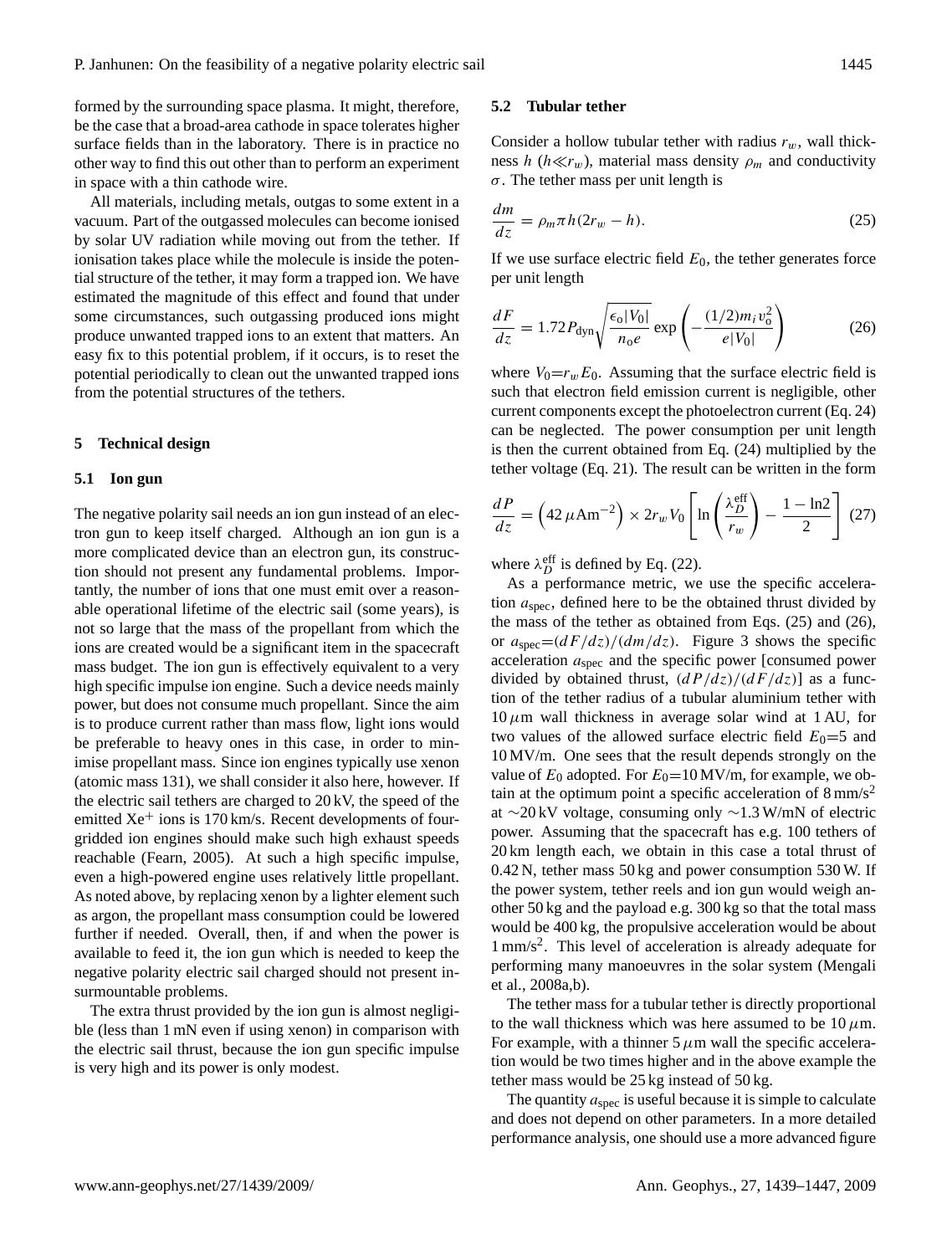formed by the surrounding space plasma. It might, therefore, be the case that a broad-area cathode in space tolerates higher surface fields than in the laboratory. There is in practice no other way to find this out other than to perform an experiment in space with a thin cathode wire.

All materials, including metals, outgas to some extent in a vacuum. Part of the outgassed molecules can become ionised by solar UV radiation while moving out from the tether. If ionisation takes place while the molecule is inside the potential structure of the tether, it may form a trapped ion. We have estimated the magnitude of this effect and found that under some circumstances, such outgassing produced ions might produce unwanted trapped ions to an extent that matters. An easy fix to this potential problem, if it occurs, is to reset the potential periodically to clean out the unwanted trapped ions from the potential structures of the tethers.

## 5 Technical design

### 5.1 Ion gun

The negative polarity sail needs an ion gun instead of an electron gun to keep itself charged. Although an ion gun is a more complicated device than an electron gun, its construction should not present any fundamental problems. Importantly, the number of ions that one must emit over a reasonable operational lifetime of the electric sail (some years), is not so large that the mass of the propellant from which the ions are created would be a significant item in the spacecraft mass budget. The ion gun is effectively equivalent to a very high specific impulse ion engine. Such a device needs mainly power, but does not consume much propellant. Since the aim is to produce current rather than mass flow, light ions would be preferable to heavy ones in this case, in order to minimise propellant mass. Since ion engines typically use xenon (atomic mass 131), we shall consider it also here, however. If the electric sail tethers are charged to 20 kV, the speed of the emitted $Xe^{+}$ ions is 170 km/s. Recent developments of four-gridded ion engines should make such high exhaust speeds reachable (Fearn, 2005). At such a high specific impulse, even a high-powered engine uses relatively little propellant. As noted above, by replacing xenon by a lighter element such as argon, the propellant mass consumption could be lowered further if needed. Overall, then, if and when the power is available to feed it, the ion gun which is needed to keep the negative polarity electric sail charged should not present insurmountable problems.

The extra thrust provided by the ion gun is almost negligible (less than 1 mN even if using xenon) in comparison with the electric sail thrust, because the ion gun specific impulse is very high and its power is only modest.

### 5.2 Tubular tether

Consider a hollow tubular tether with radius $r_w$, wall thickness $h$ ($h \ll r_w$), material mass density $\rho_m$ and conductivity $\sigma$. The tether mass per unit length is

$$\frac{dm}{dz} = \rho_m \pi h (2r_w - h). \tag{25}$$

If we use surface electric field $E_0$, the tether generates force per unit length

$$\frac{dF}{dz} = 1.72 P_{\rm dyn} \sqrt{\frac{\epsilon_0 |V_0|}{n_0 e}} \exp\left(-\frac{(1/2) m_i v_0^2}{e|V_0|}\right) \tag{26}$$

where $V_0 = r_w E_0$. Assuming that the surface electric field is such that electron field emission current is negligible, other current components except the photoelectron current (Eq. 24) can be neglected. The power consumption per unit length is then the current obtained from Eq. (24) multiplied by the tether voltage (Eq. 21). The result can be written in the form

$$\frac{dP}{dz} = \left(42\,\mu\mathrm{Am}^{-2}\right) \times 2 r_w V_0 \left[\ln\left(\frac{\lambda_D^{\rm eff}}{r_w}\right) - \frac{1 - \ln 2}{2}\right] \tag{27}$$

where $\lambda_D^{\rm eff}$ is defined by Eq. (22).

As a performance metric, we use the specific acceleration $a_{\rm spec}$, defined here to be the obtained thrust divided by the mass of the tether as obtained from Eqs. (25) and (26), or $a_{\rm spec} = (dF/dz)/(dm/dz)$. Figure 3 shows the specific acceleration $a_{\rm spec}$ and the specific power [consumed power divided by obtained thrust, $(dP/dz)/(dF/dz)$] as a function of the tether radius of a tubular aluminium tether with $10\,\mu$m wall thickness in average solar wind at 1 AU, for two values of the allowed surface electric field $E_0$=5 and 10 MV/m. One sees that the result depends strongly on the value of $E_0$ adopted. For $E_0$=10 MV/m, for example, we obtain at the optimum point a specific acceleration of 8 mm/s$^2$ at ∼20 kV voltage, consuming only ∼1.3 W/mN of electric power. Assuming that the spacecraft has e.g. 100 tethers of 20 km length each, we obtain in this case a total thrust of 0.42 N, tether mass 50 kg and power consumption 530 W. If the power system, tether reels and ion gun would weigh another 50 kg and the payload e.g. 300 kg so that the total mass would be 400 kg, the propulsive acceleration would be about 1 mm/s$^2$. This level of acceleration is already adequate for performing many manoeuvres in the solar system (Mengali et al., 2008a,b).

The tether mass for a tubular tether is directly proportional to the wall thickness which was here assumed to be $10\,\mu$m. For example, with a thinner $5\,\mu$m wall the specific acceleration would be two times higher and in the above example the tether mass would be 25 kg instead of 50 kg.

The quantity $a_{\rm spec}$ is useful because it is simple to calculate and does not depend on other parameters. In a more detailed performance analysis, one should use a more advanced figure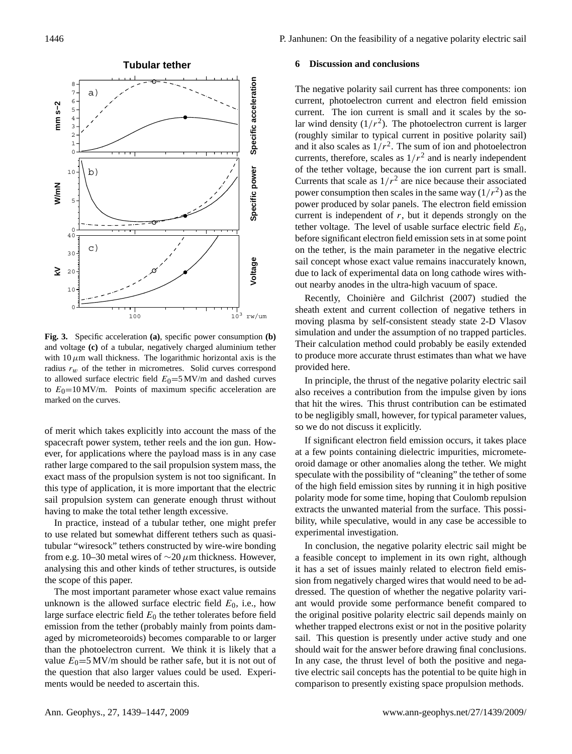**Fig. 3.** Specific acceleration **(a)**, specific power consumption **(b)** and voltage **(c)** of a tubular, negatively charged aluminium tether with 10 $\mu$m wall thickness. The logarithmic horizontal axis is the radius $r_w$ of the tether in micrometres. Solid curves correspond to allowed surface electric field $E_0$=5 MV/m and dashed curves to $E_0$=10 MV/m. Points of maximum specific acceleration are marked on the curves.

of merit which takes explicitly into account the mass of the spacecraft power system, tether reels and the ion gun. However, for applications where the payload mass is in any case rather large compared to the sail propulsion system mass, the exact mass of the propulsion system is not too significant. In this type of application, it is more important that the electric sail propulsion system can generate enough thrust without having to make the total tether length excessive.

In practice, instead of a tubular tether, one might prefer to use related but somewhat different tethers such as quasi-tubular "wiresock" tethers constructed by wire-wire bonding from e.g. 10–30 metal wires of ∼20 $\mu$m thickness. However, analysing this and other kinds of tether structures, is outside the scope of this paper.

The most important parameter whose exact value remains unknown is the allowed surface electric field $E_0$, i.e., how large surface electric field $E_0$ the tether tolerates before field emission from the tether (probably mainly from points damaged by micrometeoroids) becomes comparable to or larger than the photoelectron current. We think it is likely that a value $E_0$=5 MV/m should be rather safe, but it is not out of the question that also larger values could be used. Experiments would be needed to ascertain this.

## 6 Discussion and conclusions

The negative polarity sail current has three components: ion current, photoelectron current and electron field emission current. The ion current is small and it scales by the solar wind density ($1/r^2$). The photoelectron current is larger (roughly similar to typical current in positive polarity sail) and it also scales as $1/r^2$. The sum of ion and photoelectron currents, therefore, scales as $1/r^2$ and is nearly independent of the tether voltage, because the ion current part is small. Currents that scale as $1/r^2$ are nice because their associated power consumption then scales in the same way ($1/r^2$) as the power produced by solar panels. The electron field emission current is independent of $r$, but it depends strongly on the tether voltage. The level of usable surface electric field $E_0$, before significant electron field emission sets in at some point on the tether, is the main parameter in the negative electric sail concept whose exact value remains inaccurately known, due to lack of experimental data on long cathode wires without nearby anodes in the ultra-high vacuum of space.

Recently, Choinière and Gilchrist (2007) studied the sheath extent and current collection of negative tethers in moving plasma by self-consistent steady state 2-D Vlasov simulation and under the assumption of no trapped particles. Their calculation method could probably be easily extended to produce more accurate thrust estimates than what we have provided here.

In principle, the thrust of the negative polarity electric sail also receives a contribution from the impulse given by ions that hit the wires. This thrust contribution can be estimated to be negligibly small, however, for typical parameter values, so we do not discuss it explicitly.

If significant electron field emission occurs, it takes place at a few points containing dielectric impurities, micrometeoroid damage or other anomalies along the tether. We might speculate with the possibility of "cleaning" the tether of some of the high field emission sites by running it in high positive polarity mode for some time, hoping that Coulomb repulsion extracts the unwanted material from the surface. This possibility, while speculative, would in any case be accessible to experimental investigation.

In conclusion, the negative polarity electric sail might be a feasible concept to implement in its own right, although it has a set of issues mainly related to electron field emission from negatively charged wires that would need to be addressed. The question of whether the negative polarity variant would provide some performance benefit compared to the original positive polarity electric sail depends mainly on whether trapped electrons exist or not in the positive polarity sail. This question is presently under active study and one should wait for the answer before drawing final conclusions. In any case, the thrust level of both the positive and negative electric sail concepts has the potential to be quite high in comparison to presently existing space propulsion methods.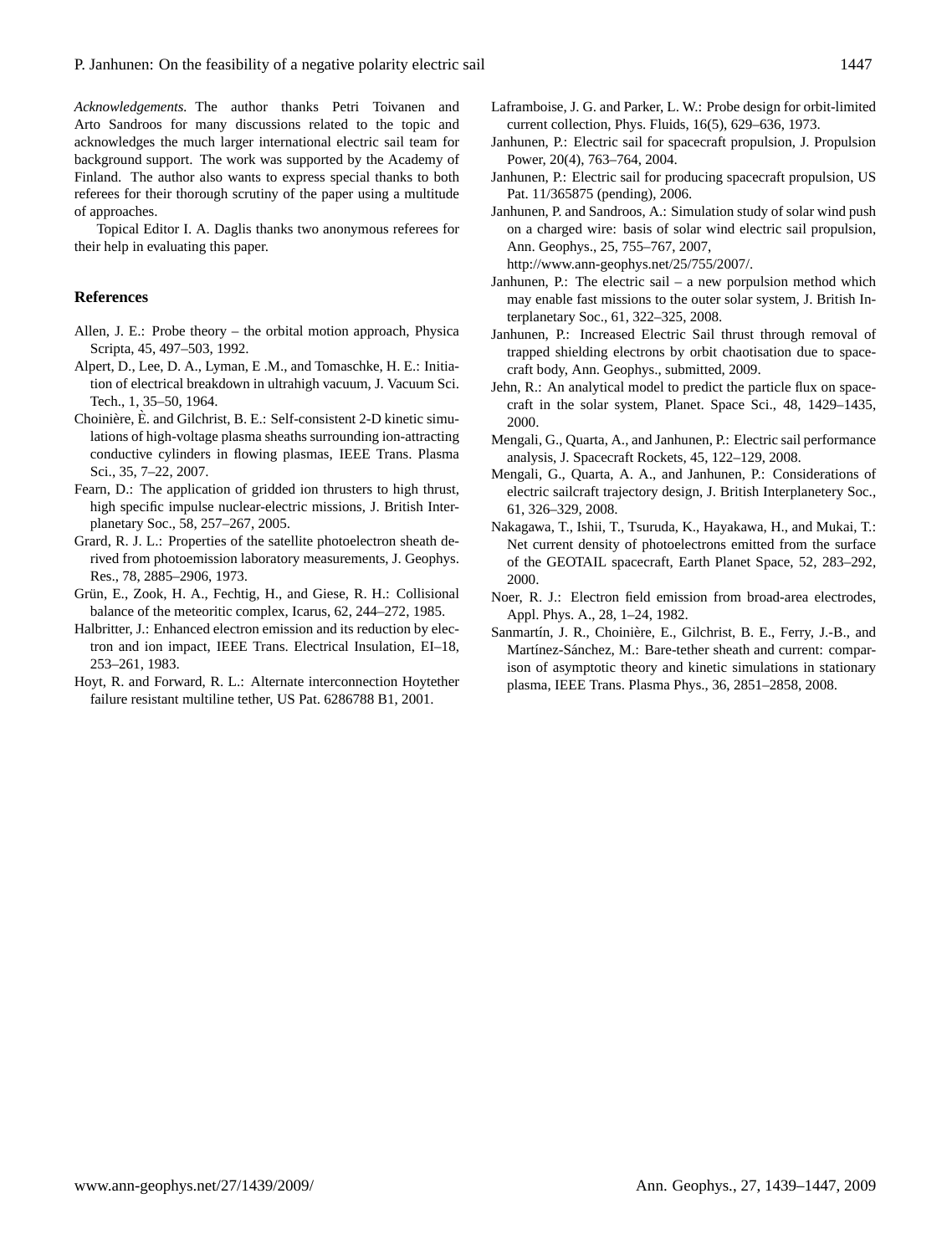*Acknowledgements.* The author thanks Petri Toivanen and Arto Sandroos for many discussions related to the topic and acknowledges the much larger international electric sail team for background support. The work was supported by the Academy of Finland. The author also wants to express special thanks to both referees for their thorough scrutiny of the paper using a multitude of approaches.

Topical Editor I. A. Daglis thanks two anonymous referees for their help in evaluating this paper.

## References

Allen, J. E.: Probe theory – the orbital motion approach, Physica Scripta, 45, 497–503, 1992.

Alpert, D., Lee, D. A., Lyman, E .M., and Tomaschke, H. E.: Initiation of electrical breakdown in ultrahigh vacuum, J. Vacuum Sci. Tech., 1, 35–50, 1964.

Choinière, È. and Gilchrist, B. E.: Self-consistent 2-D kinetic simulations of high-voltage plasma sheaths surrounding ion-attracting conductive cylinders in flowing plasmas, IEEE Trans. Plasma Sci., 35, 7–22, 2007.

Fearn, D.: The application of gridded ion thrusters to high thrust, high specific impulse nuclear-electric missions, J. British Interplanetary Soc., 58, 257–267, 2005.

Grard, R. J. L.: Properties of the satellite photoelectron sheath derived from photoemission laboratory measurements, J. Geophys. Res., 78, 2885–2906, 1973.

Grün, E., Zook, H. A., Fechtig, H., and Giese, R. H.: Collisional balance of the meteoritic complex, Icarus, 62, 244–272, 1985.

Halbritter, J.: Enhanced electron emission and its reduction by electron and ion impact, IEEE Trans. Electrical Insulation, EI–18, 253–261, 1983.

Hoyt, R. and Forward, R. L.: Alternate interconnection Hoytether failure resistant multiline tether, US Pat. 6286788 B1, 2001.

Laframboise, J. G. and Parker, L. W.: Probe design for orbit-limited current collection, Phys. Fluids, 16(5), 629–636, 1973.

Janhunen, P.: Electric sail for spacecraft propulsion, J. Propulsion Power, 20(4), 763–764, 2004.

Janhunen, P.: Electric sail for producing spacecraft propulsion, US Pat. 11/365875 (pending), 2006.

Janhunen, P. and Sandroos, A.: Simulation study of solar wind push on a charged wire: basis of solar wind electric sail propulsion, Ann. Geophys., 25, 755–767, 2007, http://www.ann-geophys.net/25/755/2007/.

Janhunen, P.: The electric sail – a new porpulsion method which may enable fast missions to the outer solar system, J. British Interplanetary Soc., 61, 322–325, 2008.

Janhunen, P.: Increased Electric Sail thrust through removal of trapped shielding electrons by orbit chaotisation due to spacecraft body, Ann. Geophys., submitted, 2009.

Jehn, R.: An analytical model to predict the particle flux on spacecraft in the solar system, Planet. Space Sci., 48, 1429–1435, 2000.

Mengali, G., Quarta, A., and Janhunen, P.: Electric sail performance analysis, J. Spacecraft Rockets, 45, 122–129, 2008.

Mengali, G., Quarta, A. A., and Janhunen, P.: Considerations of electric sailcraft trajectory design, J. British Interplanetery Soc., 61, 326–329, 2008.

Nakagawa, T., Ishii, T., Tsuruda, K., Hayakawa, H., and Mukai, T.: Net current density of photoelectrons emitted from the surface of the GEOTAIL spacecraft, Earth Planet Space, 52, 283–292, 2000.

Noer, R. J.: Electron field emission from broad-area electrodes, Appl. Phys. A., 28, 1–24, 1982.

Sanmartín, J. R., Choinière, E., Gilchrist, B. E., Ferry, J.-B., and Martínez-Sánchez, M.: Bare-tether sheath and current: comparison of asymptotic theory and kinetic simulations in stationary plasma, IEEE Trans. Plasma Phys., 36, 2851–2858, 2008.